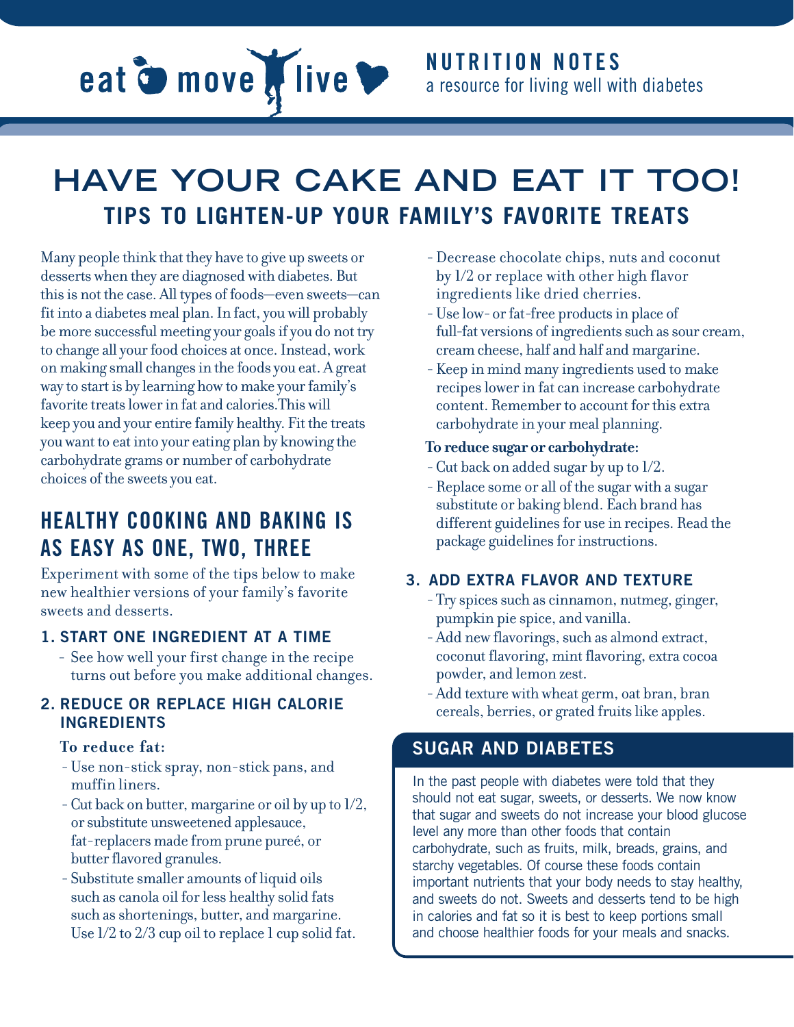eat move live

**NUTRITION NOTES**
a resource for living well with diabetes

# HAVE YOUR CAKE AND EAT IT TOO!

## TIPS TO LIGHTEN-UP YOUR FAMILY'S FAVORITE TREATS

Many people think that they have to give up sweets or desserts when they are diagnosed with diabetes. But this is not the case. All types of foods—even sweets—can fit into a diabetes meal plan. In fact, you will probably be more successful meeting your goals if you do not try to change all your food choices at once. Instead, work on making small changes in the foods you eat. A great way to start is by learning how to make your family's favorite treats lower in fat and calories.This will keep you and your entire family healthy. Fit the treats you want to eat into your eating plan by knowing the carbohydrate grams or number of carbohydrate choices of the sweets you eat.

## HEALTHY COOKING AND BAKING IS AS EASY AS ONE, TWO, THREE

Experiment with some of the tips below to make new healthier versions of your family's favorite sweets and desserts.

### 1. START ONE INGREDIENT AT A TIME

- See how well your first change in the recipe turns out before you make additional changes.

### 2. REDUCE OR REPLACE HIGH CALORIE INGREDIENTS

**To reduce fat:**

- Use non-stick spray, non-stick pans, and muffin liners.
- Cut back on butter, margarine or oil by up to 1/2, or substitute unsweetened applesauce, fat-replacers made from prune pureé, or butter flavored granules.
- Substitute smaller amounts of liquid oils such as canola oil for less healthy solid fats such as shortenings, butter, and margarine. Use 1/2 to 2/3 cup oil to replace 1 cup solid fat.
- Decrease chocolate chips, nuts and coconut by 1/2 or replace with other high flavor ingredients like dried cherries.
- Use low- or fat-free products in place of full-fat versions of ingredients such as sour cream, cream cheese, half and half and margarine.
- Keep in mind many ingredients used to make recipes lower in fat can increase carbohydrate content. Remember to account for this extra carbohydrate in your meal planning.

**To reduce sugar or carbohydrate:**

- Cut back on added sugar by up to 1/2.
- Replace some or all of the sugar with a sugar substitute or baking blend. Each brand has different guidelines for use in recipes. Read the package guidelines for instructions.

### 3. ADD EXTRA FLAVOR AND TEXTURE

- Try spices such as cinnamon, nutmeg, ginger, pumpkin pie spice, and vanilla.
- Add new flavorings, such as almond extract, coconut flavoring, mint flavoring, extra cocoa powder, and lemon zest.
- Add texture with wheat germ, oat bran, bran cereals, berries, or grated fruits like apples.

## SUGAR AND DIABETES

In the past people with diabetes were told that they should not eat sugar, sweets, or desserts. We now know that sugar and sweets do not increase your blood glucose level any more than other foods that contain carbohydrate, such as fruits, milk, breads, grains, and starchy vegetables. Of course these foods contain important nutrients that your body needs to stay healthy, and sweets do not. Sweets and desserts tend to be high in calories and fat so it is best to keep portions small and choose healthier foods for your meals and snacks.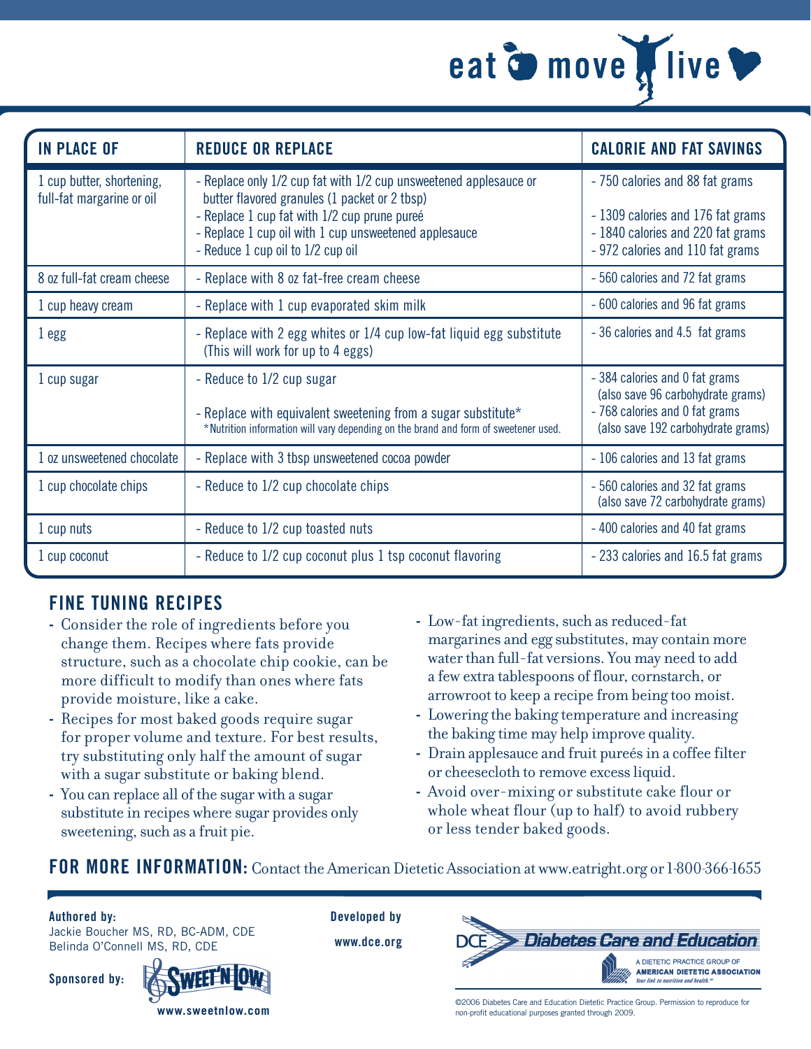eat move live

| IN PLACE OF | REDUCE OR REPLACE | CALORIE AND FAT SAVINGS |
|---|---|---|
| 1 cup butter, shortening, full-fat margarine or oil | - Replace only 1/2 cup fat with 1/2 cup unsweetened applesauce or butter flavored granules (1 packet or 2 tbsp)<br>- Replace 1 cup fat with 1/2 cup prune pureé<br>- Replace 1 cup oil with 1 cup unsweetened applesauce<br>- Reduce 1 cup oil to 1/2 cup oil | - 750 calories and 88 fat grams<br>- 1309 calories and 176 fat grams<br>- 1840 calories and 220 fat grams<br>- 972 calories and 110 fat grams |
| 8 oz full-fat cream cheese | - Replace with 8 oz fat-free cream cheese | - 560 calories and 72 fat grams |
| 1 cup heavy cream | - Replace with 1 cup evaporated skim milk | - 600 calories and 96 fat grams |
| 1 egg | - Replace with 2 egg whites or 1/4 cup low-fat liquid egg substitute (This will work for up to 4 eggs) | - 36 calories and 4.5 fat grams |
| 1 cup sugar | - Reduce to 1/2 cup sugar<br>- Replace with equivalent sweetening from a sugar substitute*<br>*Nutrition information will vary depending on the brand and form of sweetener used. | - 384 calories and 0 fat grams (also save 96 carbohydrate grams)<br>- 768 calories and 0 fat grams (also save 192 carbohydrate grams) |
| 1 oz unsweetened chocolate | - Replace with 3 tbsp unsweetened cocoa powder | - 106 calories and 13 fat grams |
| 1 cup chocolate chips | - Reduce to 1/2 cup chocolate chips | - 560 calories and 32 fat grams (also save 72 carbohydrate grams) |
| 1 cup nuts | - Reduce to 1/2 cup toasted nuts | - 400 calories and 40 fat grams |
| 1 cup coconut | - Reduce to 1/2 cup coconut plus 1 tsp coconut flavoring | - 233 calories and 16.5 fat grams |

## FINE TUNING RECIPES

- Consider the role of ingredients before you change them. Recipes where fats provide structure, such as a chocolate chip cookie, can be more difficult to modify than ones where fats provide moisture, like a cake.
- Recipes for most baked goods require sugar for proper volume and texture. For best results, try substituting only half the amount of sugar with a sugar substitute or baking blend.
- You can replace all of the sugar with a sugar substitute in recipes where sugar provides only sweetening, such as a fruit pie.
- Low-fat ingredients, such as reduced-fat margarines and egg substitutes, may contain more water than full-fat versions. You may need to add a few extra tablespoons of flour, cornstarch, or arrowroot to keep a recipe from being too moist.
- Lowering the baking temperature and increasing the baking time may help improve quality.
- Drain applesauce and fruit pureés in a coffee filter or cheesecloth to remove excess liquid.
- Avoid over-mixing or substitute cake flour or whole wheat flour (up to half) to avoid rubbery or less tender baked goods.

**FOR MORE INFORMATION:** Contact the American Dietetic Association at www.eatright.org or 1-800-366-1655

**Authored by:**
Jackie Boucher MS, RD, BC-ADM, CDE
Belinda O'Connell MS, RD, CDE

**Sponsored by:** Sweet'N Low
www.sweetnlow.com

**Developed by**
www.dce.org

DCE Diabetes Care and Education
A DIETETIC PRACTICE GROUP OF AMERICAN DIETETIC ASSOCIATION
Your link to nutrition and health.

©2006 Diabetes Care and Education Dietetic Practice Group. Permission to reproduce for non-profit educational purposes granted through 2009.